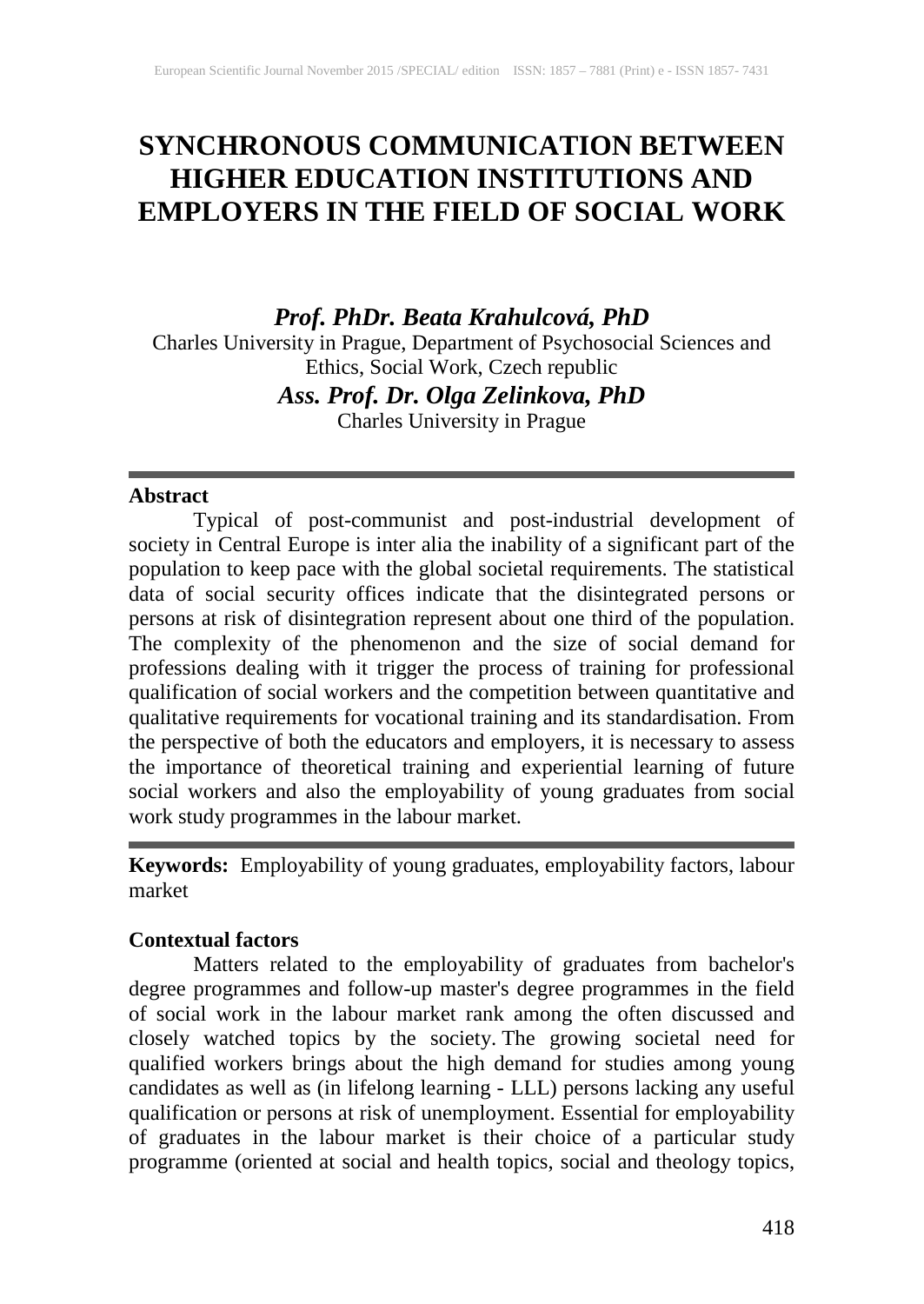# SYNCHRONOUS COMMUNICATION BETWEEN HIGHER EDUCATION INSTITUTIONS AND EMPLOYERS IN THE FIELD OF SOCIAL WORK

***Prof. PhDr. Beata Krahulcová, PhD***
Charles University in Prague, Department of Psychosocial Sciences and Ethics, Social Work, Czech republic

***Ass. Prof. Dr. Olga Zelinkova, PhD***
Charles University in Prague

---

**Abstract**

Typical of post-communist and post-industrial development of society in Central Europe is inter alia the inability of a significant part of the population to keep pace with the global societal requirements. The statistical data of social security offices indicate that the disintegrated persons or persons at risk of disintegration represent about one third of the population. The complexity of the phenomenon and the size of social demand for professions dealing with it trigger the process of training for professional qualification of social workers and the competition between quantitative and qualitative requirements for vocational training and its standardisation. From the perspective of both the educators and employers, it is necessary to assess the importance of theoretical training and experiential learning of future social workers and also the employability of young graduates from social work study programmes in the labour market.

---

**Keywords:** Employability of young graduates, employability factors, labour market

**Contextual factors**

Matters related to the employability of graduates from bachelor's degree programmes and follow-up master's degree programmes in the field of social work in the labour market rank among the often discussed and closely watched topics by the society. The growing societal need for qualified workers brings about the high demand for studies among young candidates as well as (in lifelong learning - LLL) persons lacking any useful qualification or persons at risk of unemployment. Essential for employability of graduates in the labour market is their choice of a particular study programme (oriented at social and health topics, social and theology topics,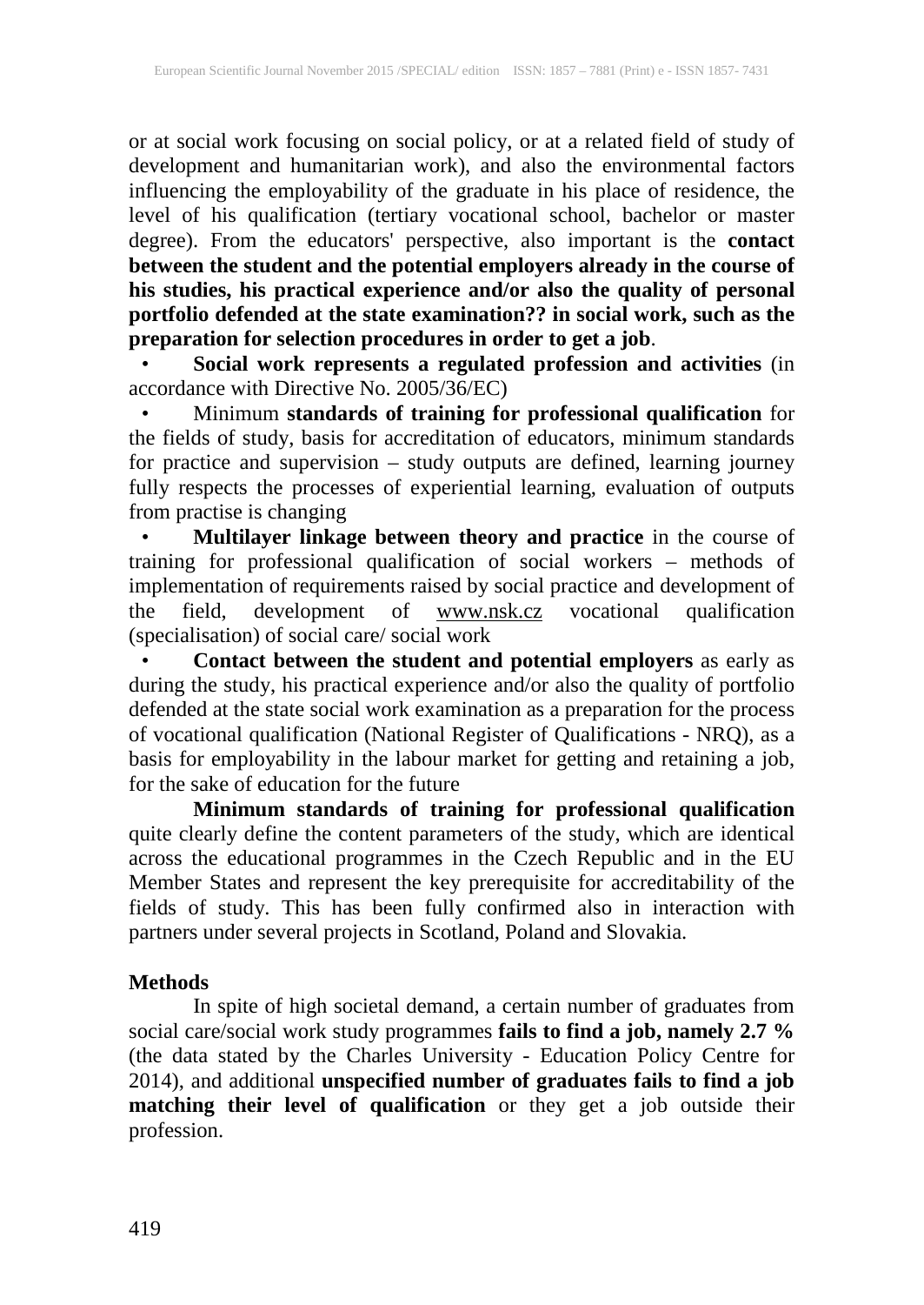or at social work focusing on social policy, or at a related field of study of development and humanitarian work), and also the environmental factors influencing the employability of the graduate in his place of residence, the level of his qualification (tertiary vocational school, bachelor or master degree). From the educators' perspective, also important is the **contact between the student and the potential employers already in the course of his studies, his practical experience and/or also the quality of personal portfolio defended at the state examination?? in social work, such as the preparation for selection procedures in order to get a job**.

- **Social work represents a regulated profession and activities** (in accordance with Directive No. 2005/36/EC)
- Minimum **standards of training for professional qualification** for the fields of study, basis for accreditation of educators, minimum standards for practice and supervision – study outputs are defined, learning journey fully respects the processes of experiential learning, evaluation of outputs from practise is changing
- **Multilayer linkage between theory and practice** in the course of training for professional qualification of social workers – methods of implementation of requirements raised by social practice and development of the field, development of www.nsk.cz vocational qualification (specialisation) of social care/ social work
- **Contact between the student and potential employers** as early as during the study, his practical experience and/or also the quality of portfolio defended at the state social work examination as a preparation for the process of vocational qualification (National Register of Qualifications - NRQ), as a basis for employability in the labour market for getting and retaining a job, for the sake of education for the future

**Minimum standards of training for professional qualification** quite clearly define the content parameters of the study, which are identical across the educational programmes in the Czech Republic and in the EU Member States and represent the key prerequisite for accreditability of the fields of study. This has been fully confirmed also in interaction with partners under several projects in Scotland, Poland and Slovakia.

**Methods**

In spite of high societal demand, a certain number of graduates from social care/social work study programmes **fails to find a job, namely 2.7 %** (the data stated by the Charles University - Education Policy Centre for 2014), and additional **unspecified number of graduates fails to find a job matching their level of qualification** or they get a job outside their profession.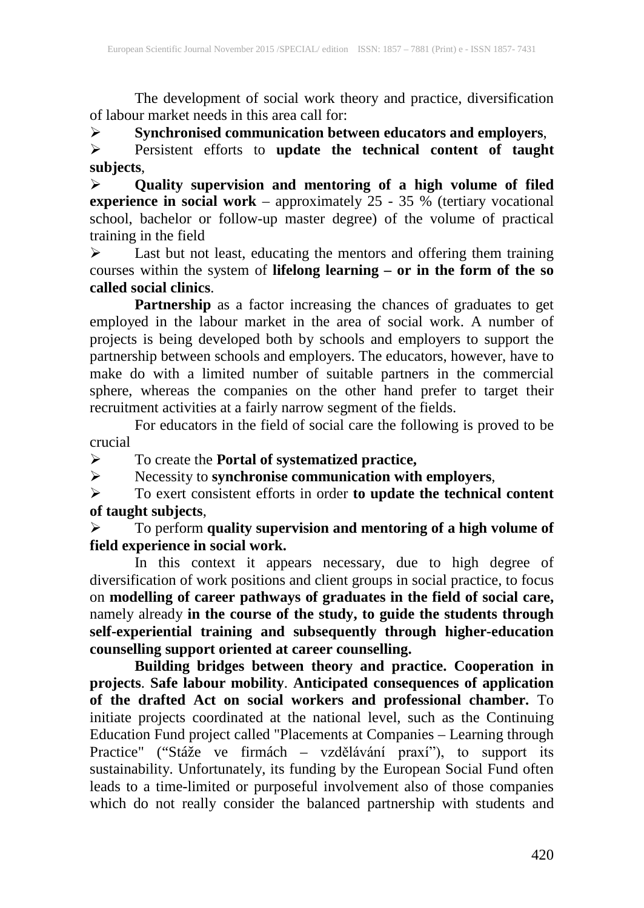The development of social work theory and practice, diversification of labour market needs in this area call for:

- **Synchronised communication between educators and employers**,
- Persistent efforts to **update the technical content of taught subjects**,
- **Quality supervision and mentoring of a high volume of filed experience in social work** – approximately 25 - 35 % (tertiary vocational school, bachelor or follow-up master degree) of the volume of practical training in the field
- Last but not least, educating the mentors and offering them training courses within the system of **lifelong learning – or in the form of the so called social clinics**.

**Partnership** as a factor increasing the chances of graduates to get employed in the labour market in the area of social work. A number of projects is being developed both by schools and employers to support the partnership between schools and employers. The educators, however, have to make do with a limited number of suitable partners in the commercial sphere, whereas the companies on the other hand prefer to target their recruitment activities at a fairly narrow segment of the fields.

For educators in the field of social care the following is proved to be crucial

- To create the **Portal of systematized practice,**
- Necessity to **synchronise communication with employers**,
- To exert consistent efforts in order **to update the technical content of taught subjects**,
- To perform **quality supervision and mentoring of a high volume of field experience in social work.**

In this context it appears necessary, due to high degree of diversification of work positions and client groups in social practice, to focus on **modelling of career pathways of graduates in the field of social care,** namely already **in the course of the study, to guide the students through self-experiential training and subsequently through higher-education counselling support oriented at career counselling.**

**Building bridges between theory and practice. Cooperation in projects**. **Safe labour mobility**. **Anticipated consequences of application of the drafted Act on social workers and professional chamber.** To initiate projects coordinated at the national level, such as the Continuing Education Fund project called "Placements at Companies – Learning through Practice" ("Stáže ve firmách – vzdělávání praxí"), to support its sustainability. Unfortunately, its funding by the European Social Fund often leads to a time-limited or purposeful involvement also of those companies which do not really consider the balanced partnership with students and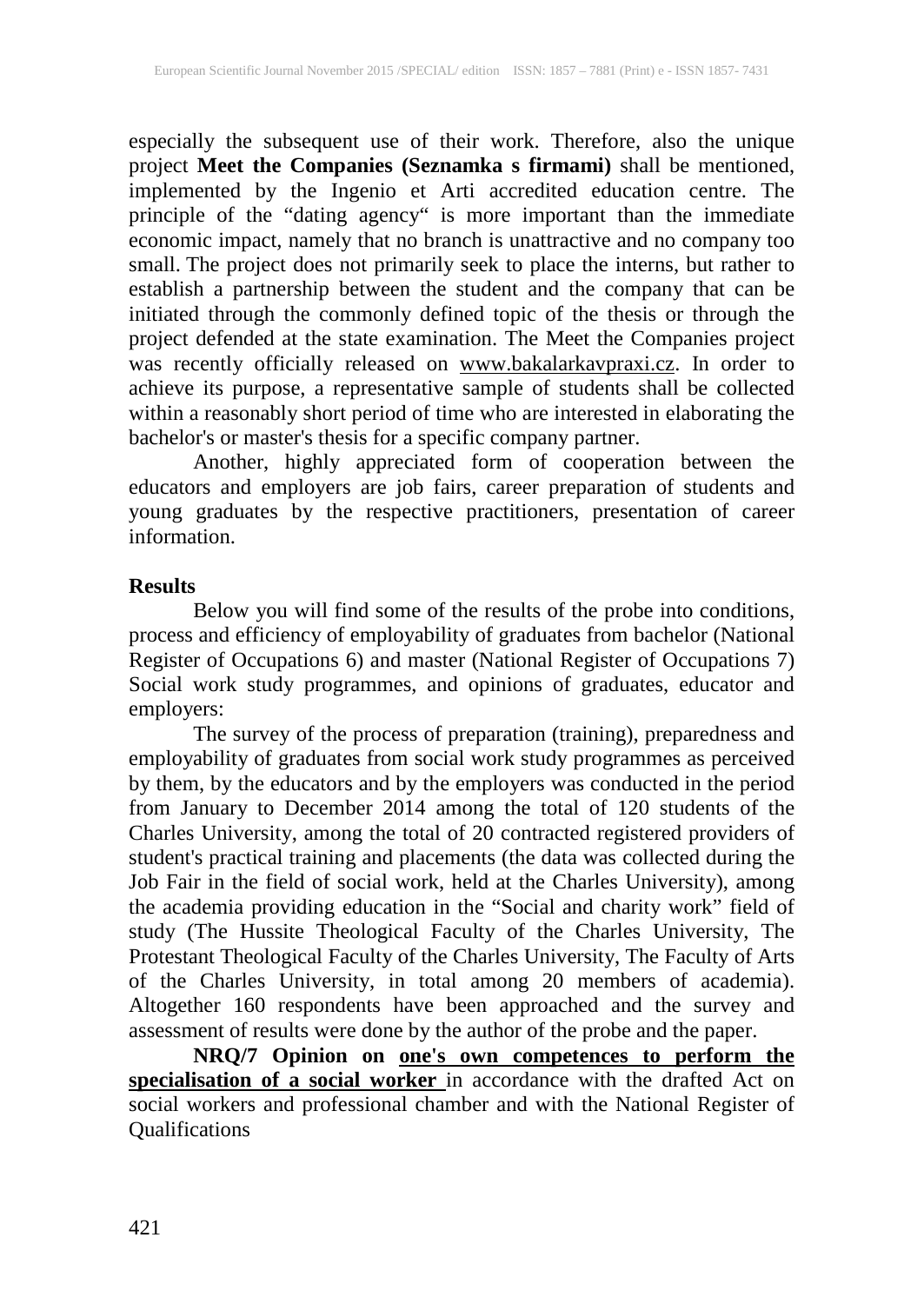especially the subsequent use of their work. Therefore, also the unique project **Meet the Companies (Seznamka s firmami)** shall be mentioned, implemented by the Ingenio et Arti accredited education centre. The principle of the "dating agency" is more important than the immediate economic impact, namely that no branch is unattractive and no company too small. The project does not primarily seek to place the interns, but rather to establish a partnership between the student and the company that can be initiated through the commonly defined topic of the thesis or through the project defended at the state examination. The Meet the Companies project was recently officially released on www.bakalarkavpraxi.cz. In order to achieve its purpose, a representative sample of students shall be collected within a reasonably short period of time who are interested in elaborating the bachelor's or master's thesis for a specific company partner.

Another, highly appreciated form of cooperation between the educators and employers are job fairs, career preparation of students and young graduates by the respective practitioners, presentation of career information.

## Results

Below you will find some of the results of the probe into conditions, process and efficiency of employability of graduates from bachelor (National Register of Occupations 6) and master (National Register of Occupations 7) Social work study programmes, and opinions of graduates, educator and employers:

The survey of the process of preparation (training), preparedness and employability of graduates from social work study programmes as perceived by them, by the educators and by the employers was conducted in the period from January to December 2014 among the total of 120 students of the Charles University, among the total of 20 contracted registered providers of student's practical training and placements (the data was collected during the Job Fair in the field of social work, held at the Charles University), among the academia providing education in the "Social and charity work" field of study (The Hussite Theological Faculty of the Charles University, The Protestant Theological Faculty of the Charles University, The Faculty of Arts of the Charles University, in total among 20 members of academia). Altogether 160 respondents have been approached and the survey and assessment of results were done by the author of the probe and the paper.

**NRQ/7 Opinion on one's own competences to perform the specialisation of a social worker** in accordance with the drafted Act on social workers and professional chamber and with the National Register of Qualifications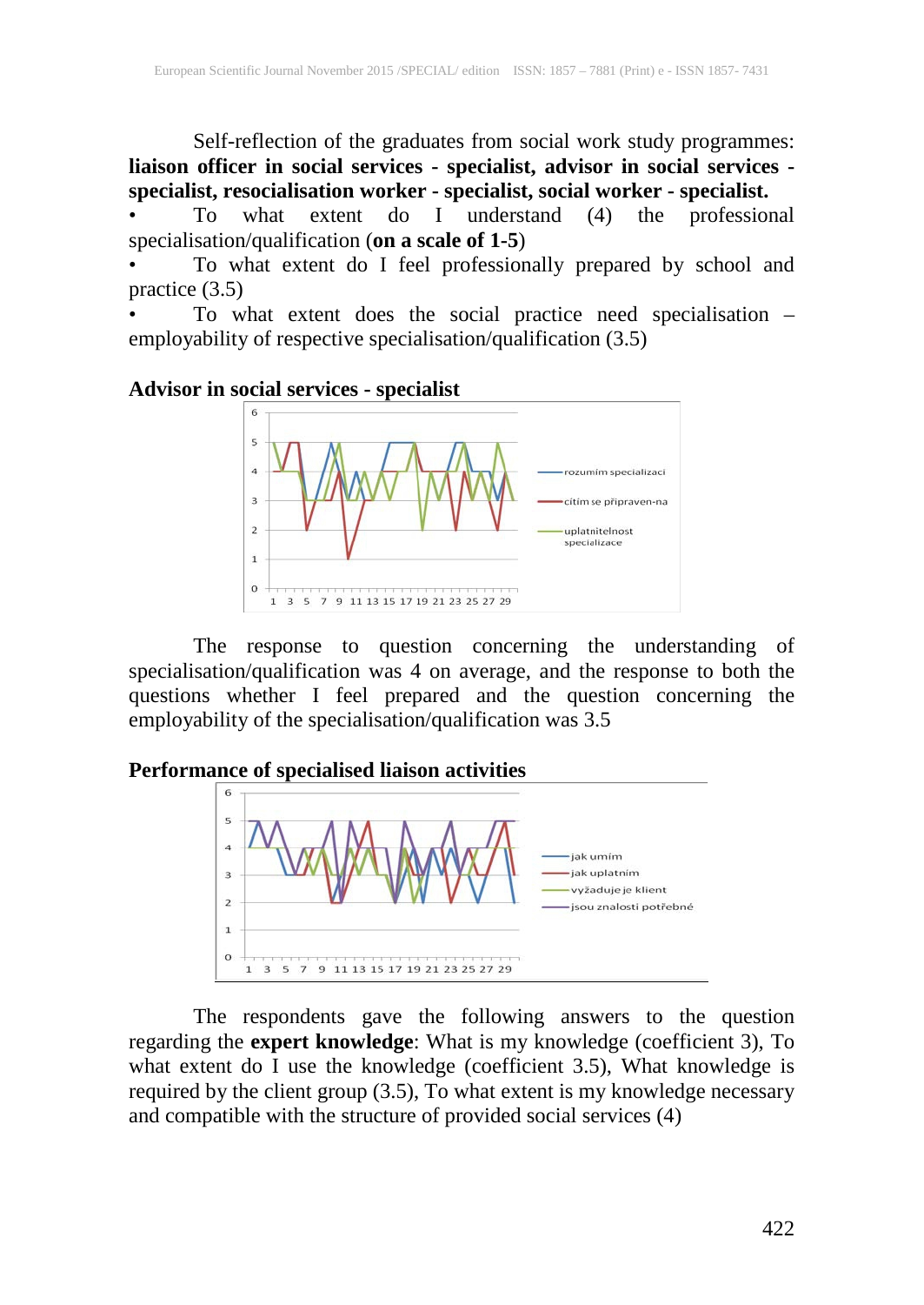Self-reflection of the graduates from social work study programmes: **liaison officer in social services - specialist, advisor in social services - specialist, resocialisation worker - specialist, social worker - specialist.**

- To what extent do I understand (4) the professional specialisation/qualification (**on a scale of 1-5**)
- To what extent do I feel professionally prepared by school and practice (3.5)
- To what extent does the social practice need specialisation – employability of respective specialisation/qualification (3.5)

**Advisor in social services - specialist**

6
5
4
3
2
1
0
1 3 5 7 9 11 13 15 17 19 21 23 25 27 29

rozumim specializaci
citim se připraven-na
uplatnitelnost specializace

The response to question concerning the understanding of specialisation/qualification was 4 on average, and the response to both the questions whether I feel prepared and the question concerning the employability of the specialisation/qualification was 3.5

**Performance of specialised liaison activities**

6
5
4
3
2
1
0
1 3 5 7 9 11 13 15 17 19 21 23 25 27 29

jak umim
jak uplatnim
vyžaduje je klient
jsou znalosti potřebné

The respondents gave the following answers to the question regarding the **expert knowledge**: What is my knowledge (coefficient 3), To what extent do I use the knowledge (coefficient 3.5), What knowledge is required by the client group (3.5), To what extent is my knowledge necessary and compatible with the structure of provided social services (4)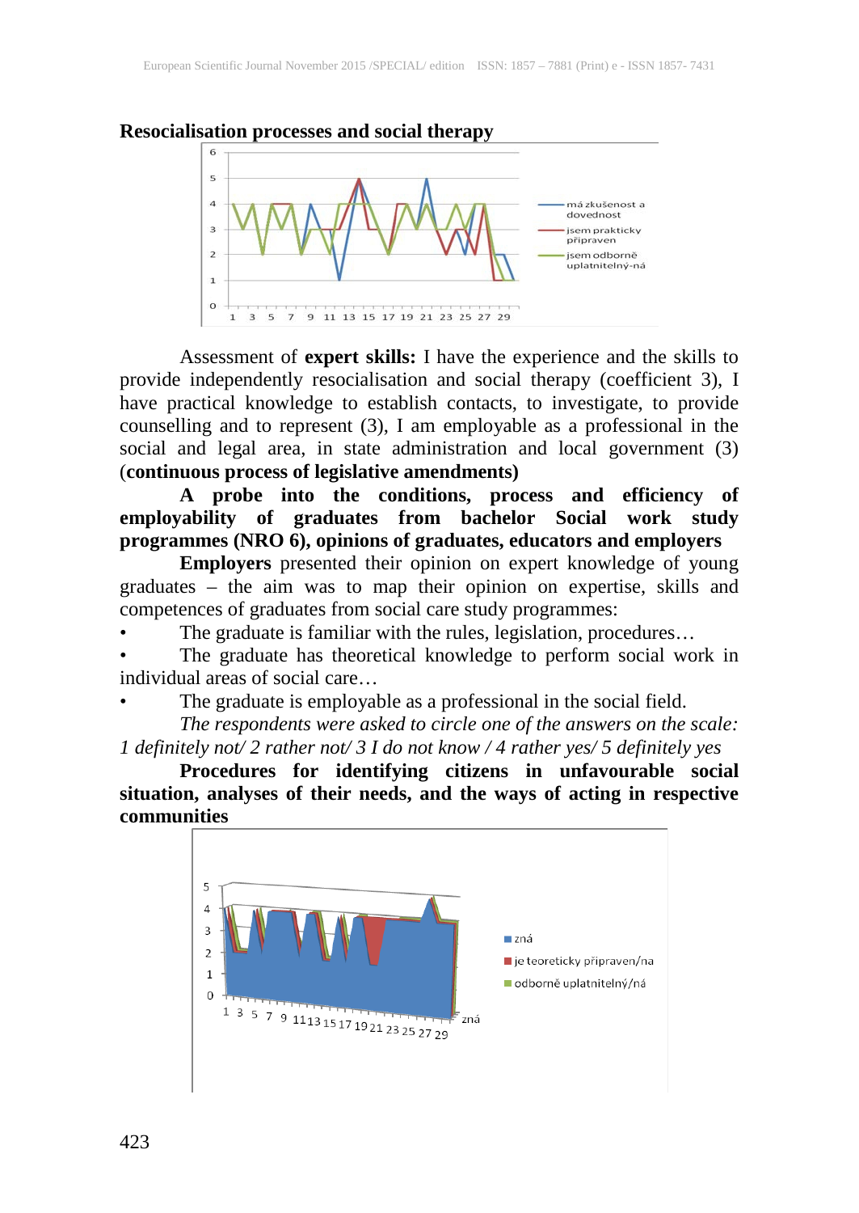**Resocialisation processes and social therapy**

6
5
4
3
2
1
0
1 3 5 7 9 11 13 15 17 19 21 23 25 27 29

má zkušenost a dovednost
jsem prakticky připraven
jsem odborně uplatnitelný-ná

Assessment of **expert skills:** I have the experience and the skills to provide independently resocialisation and social therapy (coefficient 3), I have practical knowledge to establish contacts, to investigate, to provide counselling and to represent (3), I am employable as a professional in the social and legal area, in state administration and local government (3) (**continuous process of legislative amendments)**

**A probe into the conditions, process and efficiency of employability of graduates from bachelor Social work study programmes (NRO 6), opinions of graduates, educators and employers**

**Employers** presented their opinion on expert knowledge of young graduates – the aim was to map their opinion on expertise, skills and competences of graduates from social care study programmes:

- The graduate is familiar with the rules, legislation, procedures…
- The graduate has theoretical knowledge to perform social work in individual areas of social care…
- The graduate is employable as a professional in the social field.

*The respondents were asked to circle one of the answers on the scale: 1 definitely not/ 2 rather not/ 3 I do not know / 4 rather yes/ 5 definitely yes*

**Procedures for identifying citizens in unfavourable social situation, analyses of their needs, and the ways of acting in respective communities**

5
4
3
2
1
0
1 3 5 7 9 11 13 15 17 19 21 23 25 27 29
zná

zná
je teoreticky připraven/na
odborně uplatnitelný/ná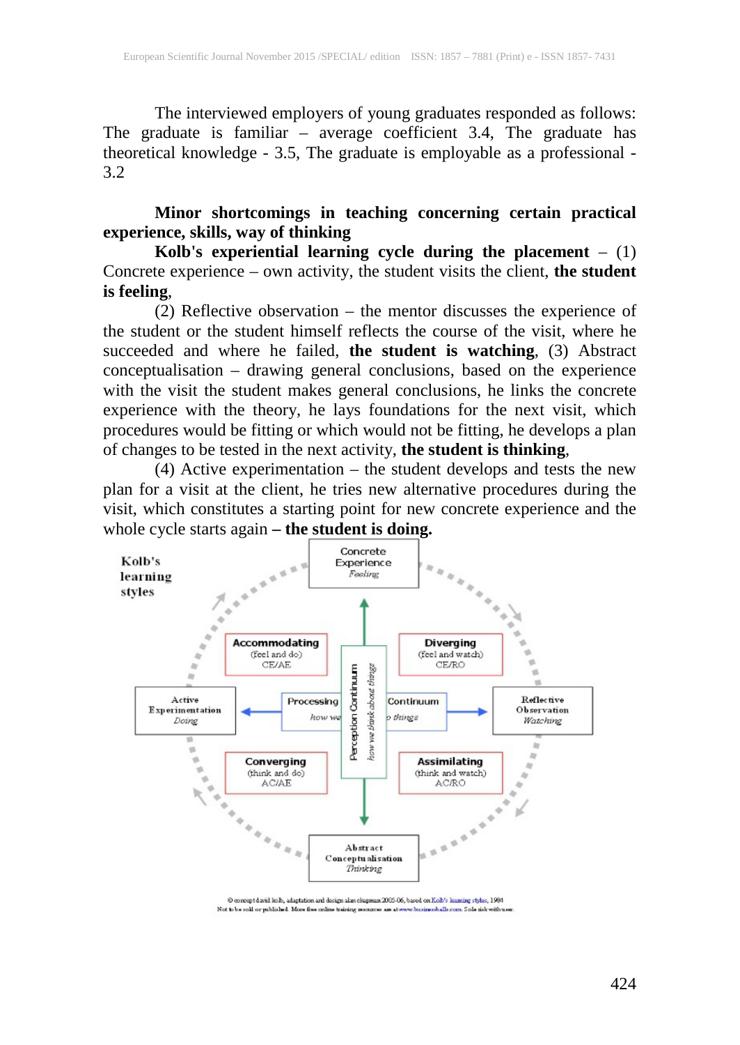The interviewed employers of young graduates responded as follows: The graduate is familiar – average coefficient 3.4, The graduate has theoretical knowledge - 3.5, The graduate is employable as a professional - 3.2

**Minor shortcomings in teaching concerning certain practical experience, skills, way of thinking**

**Kolb's experiential learning cycle during the placement** – (1) Concrete experience – own activity, the student visits the client, **the student is feeling**,

(2) Reflective observation – the mentor discusses the experience of the student or the student himself reflects the course of the visit, where he succeeded and where he failed, **the student is watching**, (3) Abstract conceptualisation – drawing general conclusions, based on the experience with the visit the student makes general conclusions, he links the concrete experience with the theory, he lays foundations for the next visit, which procedures would be fitting or which would not be fitting, he develops a plan of changes to be tested in the next activity, **the student is thinking**,

(4) Active experimentation – the student develops and tests the new plan for a visit at the client, he tries new alternative procedures during the visit, which constitutes a starting point for new concrete experience and the whole cycle starts again **– the student is doing.**

Kolb's learning styles

Concrete Experience
*Feeling*

Accommodating
(feel and do)
CE/AE

Diverging
(feel and watch)
CE/RO

Active Experimentation
*Doing*

Processing Continuum
*how we do things*

Perception Continuum
*how we think about things*

Reflective Observation
*Watching*

Converging
(think and do)
AC/AE

Assimilating
(think and watch)
AC/RO

Abstract Conceptualisation
*Thinking*

© concept david kolb, adaptation and design alan chapman 2005-06, based on Kolb's learning styles, 1984
Not to be sold or published. More free online training resources are at www.businessballs.com. Sole risk with user.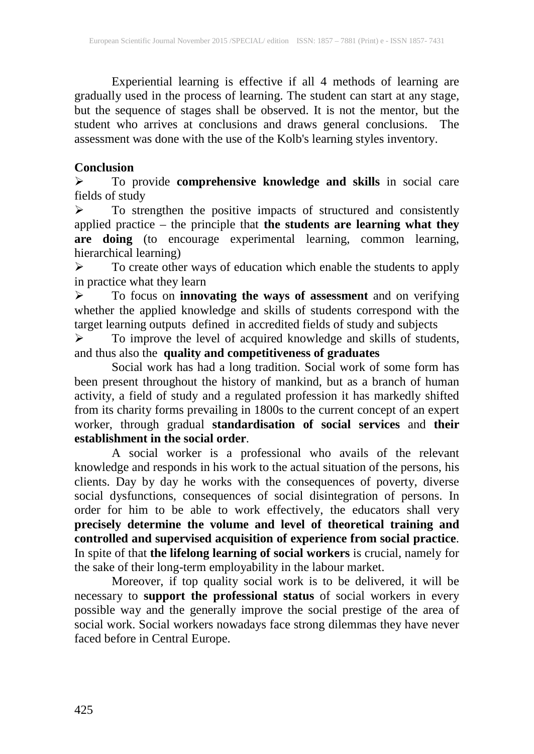Experiential learning is effective if all 4 methods of learning are gradually used in the process of learning. The student can start at any stage, but the sequence of stages shall be observed. It is not the mentor, but the student who arrives at conclusions and draws general conclusions. The assessment was done with the use of the Kolb's learning styles inventory.

## Conclusion

- To provide **comprehensive knowledge and skills** in social care fields of study
- To strengthen the positive impacts of structured and consistently applied practice – the principle that **the students are learning what they are doing** (to encourage experimental learning, common learning, hierarchical learning)
- To create other ways of education which enable the students to apply in practice what they learn
- To focus on **innovating the ways of assessment** and on verifying whether the applied knowledge and skills of students correspond with the target learning outputs defined in accredited fields of study and subjects
- To improve the level of acquired knowledge and skills of students, and thus also the **quality and competitiveness of graduates**

Social work has had a long tradition. Social work of some form has been present throughout the history of mankind, but as a branch of human activity, a field of study and a regulated profession it has markedly shifted from its charity forms prevailing in 1800s to the current concept of an expert worker, through gradual **standardisation of social services** and **their establishment in the social order**.

A social worker is a professional who avails of the relevant knowledge and responds in his work to the actual situation of the persons, his clients. Day by day he works with the consequences of poverty, diverse social dysfunctions, consequences of social disintegration of persons. In order for him to be able to work effectively, the educators shall very **precisely determine the volume and level of theoretical training and controlled and supervised acquisition of experience from social practice**. In spite of that **the lifelong learning of social workers** is crucial, namely for the sake of their long-term employability in the labour market.

Moreover, if top quality social work is to be delivered, it will be necessary to **support the professional status** of social workers in every possible way and the generally improve the social prestige of the area of social work. Social workers nowadays face strong dilemmas they have never faced before in Central Europe.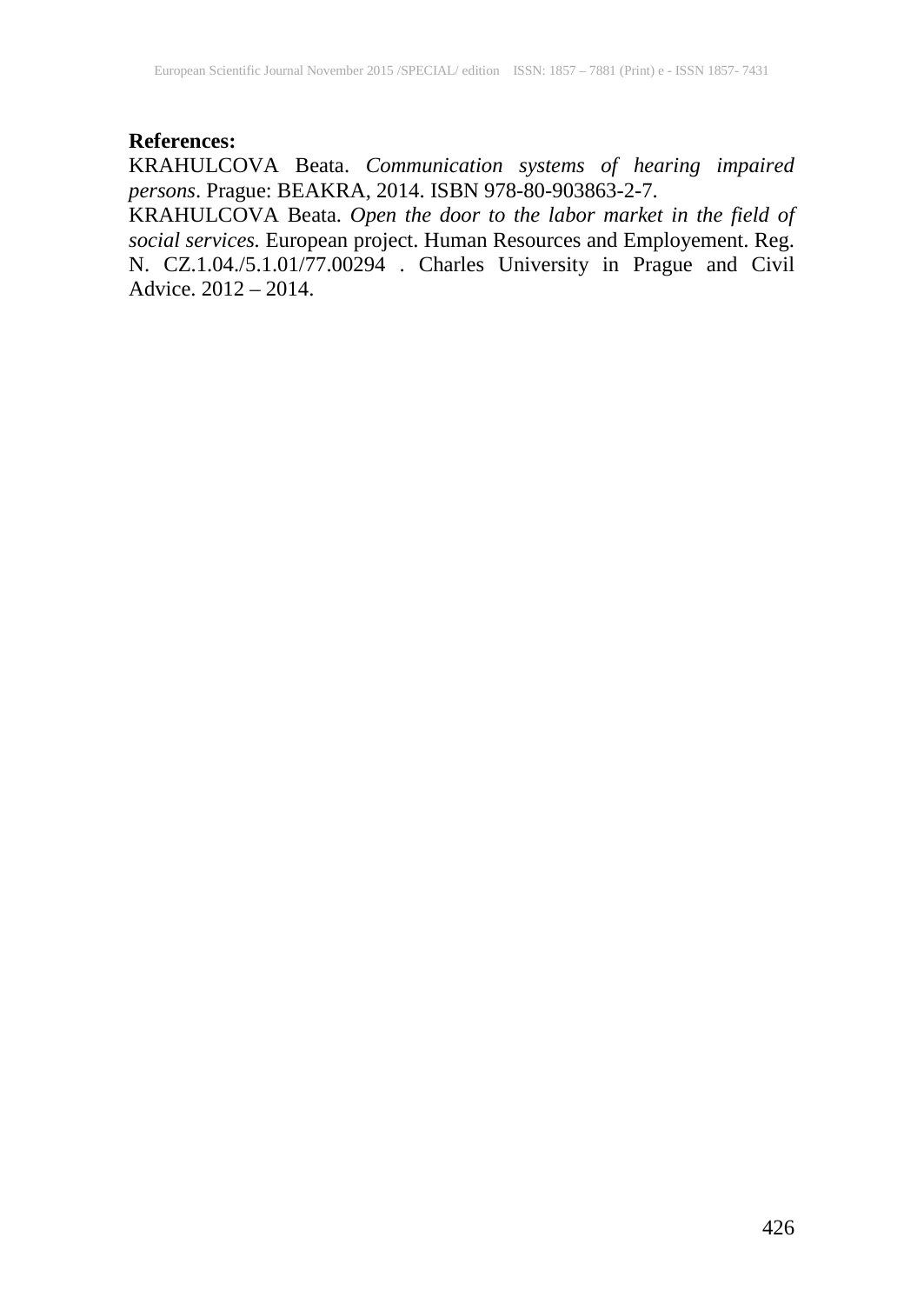**References:**

KRAHULCOVA Beata. *Communication systems of hearing impaired persons*. Prague: BEAKRA, 2014. ISBN 978-80-903863-2-7.

KRAHULCOVA Beata. *Open the door to the labor market in the field of social services.* European project. Human Resources and Employement. Reg. N. CZ.1.04./5.1.01/77.00294 . Charles University in Prague and Civil Advice. 2012 – 2014.